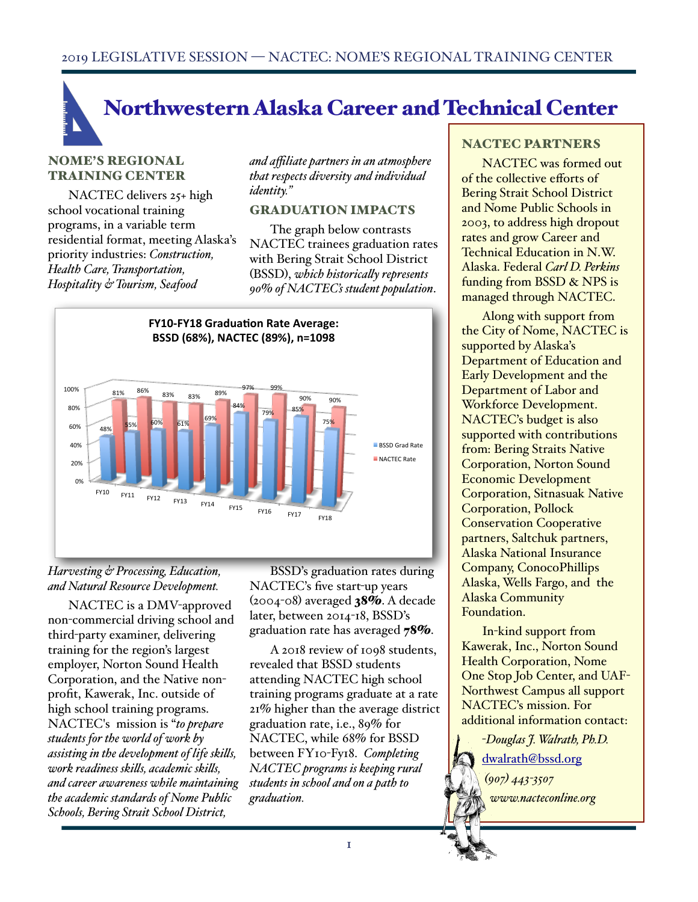# Northwestern Alaska Career and Technical Center

## NOME'S REGIONAL TRAINING CENTER

NACTEC delivers 25+ high school vocational training programs, in a variable term residential format, meeting Alaska's priority industries: *Construction, Health Care, Transportation, Hospitality & Tourism, Seafood Harvesting & Processing, Education, and Natural Resource Development.*

NACTEC is a DMV-approved non-commercial driving school and third-party examiner, delivering training for the region's largest employer, Norton Sound Health Corporation, and the Native non-profit, Kawerak, Inc. outside of high school training programs. NACTEC's mission is "*to prepare students for the world of work by assisting in the development of life skills, work readiness skills, academic skills, and career awareness while maintaining the academic standards of Nome Public Schools, Bering Strait School District, and affiliate partners in an atmosphere that respects diversity and individual identity.*"

## GRADUATION IMPACTS

The graph below contrasts NACTEC trainees graduation rates with Bering Strait School District (BSSD), *which historically represents 90% of NACTEC's student population*.

**FY10-FY18 Graduation Rate Average: BSSD (68%), NACTEC (89%), n=1098**

| | FY10 | FY11 | FY12 | FY13 | FY14 | FY15 | FY16 | FY17 | FY18 |
|---|---|---|---|---|---|---|---|---|---|
| BSSD Grad Rate | 48% | 55% | 60% | 61% | 69% | 84% | 79% | 85% | 75% |
| NACTEC Rate | 81% | 86% | 83% | 83% | 89% | 97% | 99% | 90% | 90% |

BSSD's graduation rates during NACTEC's five start-up years (2004-08) averaged **38%**. A decade later, between 2014-18, BSSD's graduation rate has averaged **78%**.

A 2018 review of 1098 students, revealed that BSSD students attending NACTEC high school training programs graduate at a rate 21% higher than the average district graduation rate, i.e., 89% for NACTEC, while 68% for BSSD between FY10-FY18. *Completing NACTEC programs is keeping rural students in school and on a path to graduation.*

## NACTEC PARTNERS

NACTEC was formed out of the collective efforts of Bering Strait School District and Nome Public Schools in 2003, to address high dropout rates and grow Career and Technical Education in N.W. Alaska. Federal *Carl D. Perkins* funding from BSSD & NPS is managed through NACTEC.

Along with support from the City of Nome, NACTEC is supported by Alaska's Department of Education and Early Development and the Department of Labor and Workforce Development. NACTEC's budget is also supported with contributions from: Bering Straits Native Corporation, Norton Sound Economic Development Corporation, Sitnasuak Native Corporation, Pollock Conservation Cooperative partners, Saltchuk partners, Alaska National Insurance Company, ConocoPhillips Alaska, Wells Fargo, and the Alaska Community Foundation.

In-kind support from Kawerak, Inc., Norton Sound Health Corporation, Nome One Stop Job Center, and UAF-Northwest Campus all support NACTEC's mission. For additional information contact:

*-Douglas J. Walrath, Ph.D.*
dwalrath@bssd.org
*(907) 443-3507*
*www.nacteconline.org*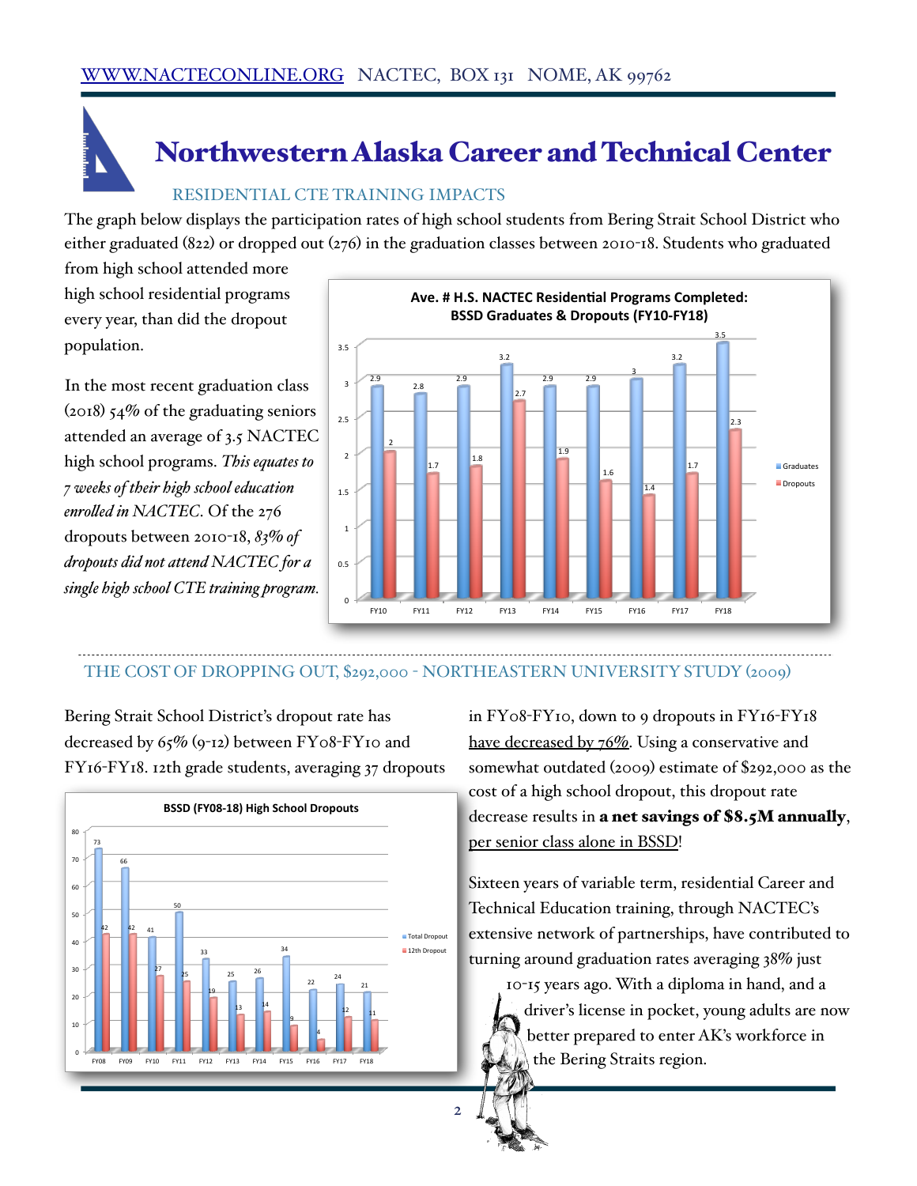WWW.NACTECONLINE.ORG NACTEC, BOX 131 NOME, AK 99762

# Northwestern Alaska Career and Technical Center

## RESIDENTIAL CTE TRAINING IMPACTS

The graph below displays the participation rates of high school students from Bering Strait School District who either graduated (822) or dropped out (276) in the graduation classes between 2010-18. Students who graduated from high school attended more high school residential programs every year, than did the dropout population.

In the most recent graduation class (2018) 54% of the graduating seniors attended an average of 3.5 NACTEC high school programs. *This equates to 7 weeks of their high school education enrolled in NACTEC*. Of the 276 dropouts between 2010-18, *83% of dropouts did not attend NACTEC for a single high school CTE training program.*

**Ave. # H.S. NACTEC Residential Programs Completed: BSSD Graduates & Dropouts (FY10-FY18)**

0
0.5
1
1.5
2
2.5
3
3.5

FY10: 2.9, 2
FY11: 2.8, 1.7
FY12: 2.9, 1.8
FY13: 3.2, 2.7
FY14: 2.9, 1.9
FY15: 2.9, 1.6
FY16: 3, 1.4
FY17: 3.2, 1.7
FY18: 3.5, 2.3

Graduates
Dropouts

## THE COST OF DROPPING OUT, $292,000 - NORTHEASTERN UNIVERSITY STUDY (2009)

Bering Strait School District's dropout rate has decreased by 65% (9-12) between FY08-FY10 and FY16-FY18. 12th grade students, averaging 37 dropouts in FY08-FY10, down to 9 dropouts in FY16-FY18 have decreased by 76%. Using a conservative and somewhat outdated (2009) estimate of $292,000 as the cost of a high school dropout, this dropout rate decrease results in **a net savings of $8.5M annually**, per senior class alone in BSSD!

**BSSD (FY08-18) High School Dropouts**

0
10
20
30
40
50
60
70
80

FY08: 73, 42
FY09: 66, 42
FY10: 41, 27
FY11: 50, 25
FY12: 33, 19
FY13: 25, 13
FY14: 26, 14
FY15: 34, 9
FY16: 22, 4
FY17: 24, 12
FY18: 21, 11

Total Dropout
12th Dropout

Sixteen years of variable term, residential Career and Technical Education training, through NACTEC's extensive network of partnerships, have contributed to turning around graduation rates averaging 38% just 10-15 years ago. With a diploma in hand, and a driver's license in pocket, young adults are now better prepared to enter AK's workforce in the Bering Straits region.